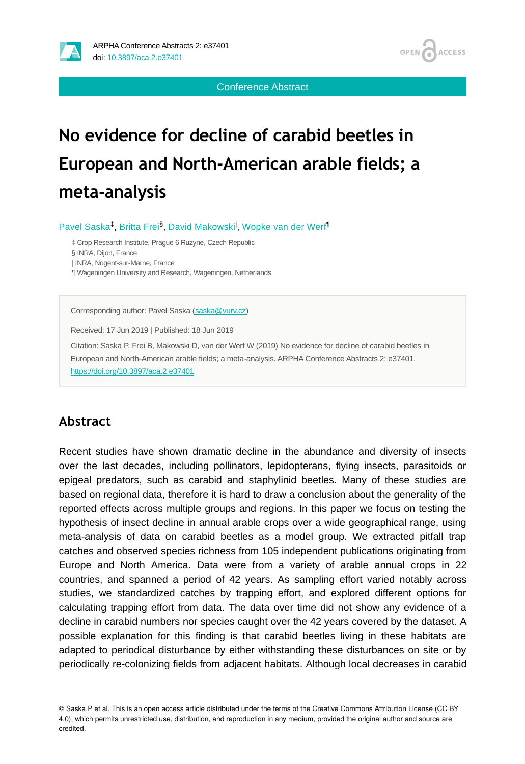Conference Abstract

# No evidence for decline of carabid beetles in European and North-American arable fields; a meta-analysis

Pavel Saska[‡], Britta Frei[§], David Makowski[|], Wopke van der Werf[¶]

‡ Crop Research Institute, Prague 6 Ruzyne, Czech Republic
§ INRA, Dijon, France
| INRA, Nogent-sur-Marne, France
¶ Wageningen University and Research, Wageningen, Netherlands

Corresponding author: Pavel Saska (saska@vurv.cz)

Received: 17 Jun 2019 | Published: 18 Jun 2019

Citation: Saska P, Frei B, Makowski D, van der Werf W (2019) No evidence for decline of carabid beetles in European and North-American arable fields; a meta-analysis. ARPHA Conference Abstracts 2: e37401. https://doi.org/10.3897/aca.2.e37401

## Abstract

Recent studies have shown dramatic decline in the abundance and diversity of insects over the last decades, including pollinators, lepidopterans, flying insects, parasitoids or epigeal predators, such as carabid and staphylinid beetles. Many of these studies are based on regional data, therefore it is hard to draw a conclusion about the generality of the reported effects across multiple groups and regions. In this paper we focus on testing the hypothesis of insect decline in annual arable crops over a wide geographical range, using meta-analysis of data on carabid beetles as a model group. We extracted pitfall trap catches and observed species richness from 105 independent publications originating from Europe and North America. Data were from a variety of arable annual crops in 22 countries, and spanned a period of 42 years. As sampling effort varied notably across studies, we standardized catches by trapping effort, and explored different options for calculating trapping effort from data. The data over time did not show any evidence of a decline in carabid numbers nor species caught over the 42 years covered by the dataset. A possible explanation for this finding is that carabid beetles living in these habitats are adapted to periodical disturbance by either withstanding these disturbances on site or by periodically re-colonizing fields from adjacent habitats. Although local decreases in carabid

© Saska P et al. This is an open access article distributed under the terms of the Creative Commons Attribution License (CC BY 4.0), which permits unrestricted use, distribution, and reproduction in any medium, provided the original author and source are credited.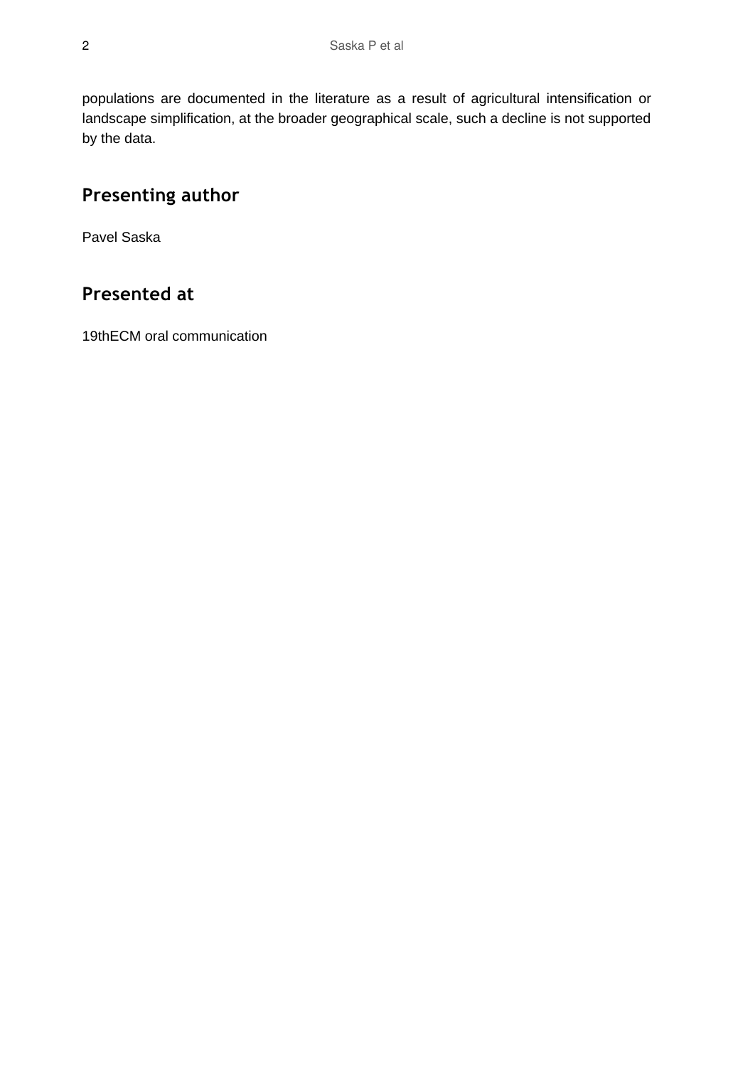populations are documented in the literature as a result of agricultural intensification or landscape simplification, at the broader geographical scale, such a decline is not supported by the data.

## Presenting author

Pavel Saska

## Presented at

19thECM oral communication